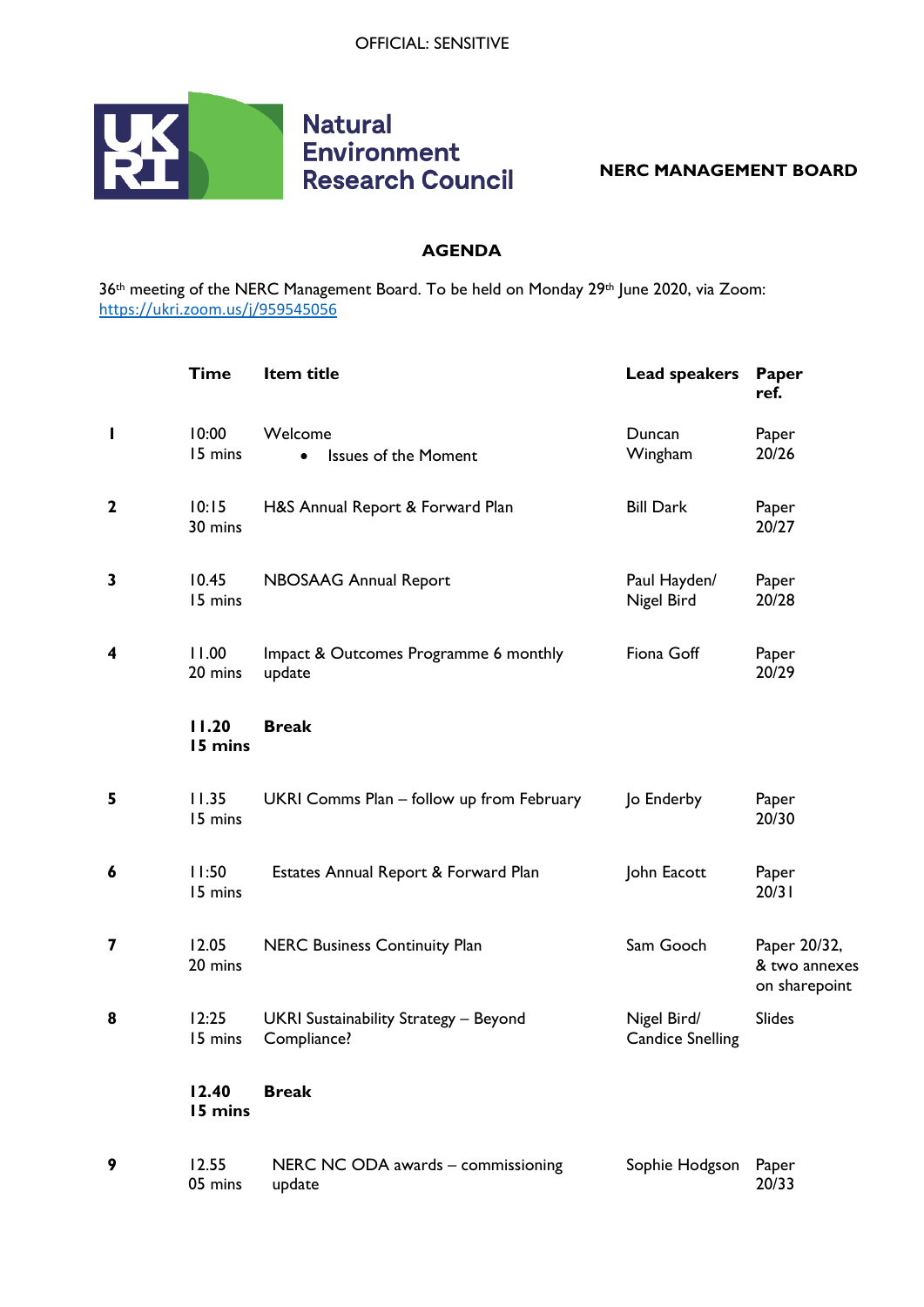OFFICIAL: SENSITIVE

Natural Environment Research Council

**NERC MANAGEMENT BOARD**

## AGENDA

36th meeting of the NERC Management Board. To be held on Monday 29th June 2020, via Zoom: https://ukri.zoom.us/j/959545056

| | Time | Item title | Lead speakers | Paper ref. |
|---|---|---|---|---|
| 1 | 10:00<br>15 mins | Welcome<br>• Issues of the Moment | Duncan Wingham | Paper 20/26 |
| 2 | 10:15<br>30 mins | H&S Annual Report & Forward Plan | Bill Dark | Paper 20/27 |
| 3 | 10.45<br>15 mins | NBOSAAG Annual Report | Paul Hayden/ Nigel Bird | Paper 20/28 |
| 4 | 11.00<br>20 mins | Impact & Outcomes Programme 6 monthly update | Fiona Goff | Paper 20/29 |
| | **11.20**<br>**15 mins** | **Break** | | |
| 5 | 11.35<br>15 mins | UKRI Comms Plan – follow up from February | Jo Enderby | Paper 20/30 |
| 6 | 11:50<br>15 mins | Estates Annual Report & Forward Plan | John Eacott | Paper 20/31 |
| 7 | 12.05<br>20 mins | NERC Business Continuity Plan | Sam Gooch | Paper 20/32, & two annexes on sharepoint |
| 8 | 12:25<br>15 mins | UKRI Sustainability Strategy – Beyond Compliance? | Nigel Bird/ Candice Snelling | Slides |
| | **12.40**<br>**15 mins** | **Break** | | |
| 9 | 12.55<br>05 mins | NERC NC ODA awards – commissioning update | Sophie Hodgson | Paper 20/33 |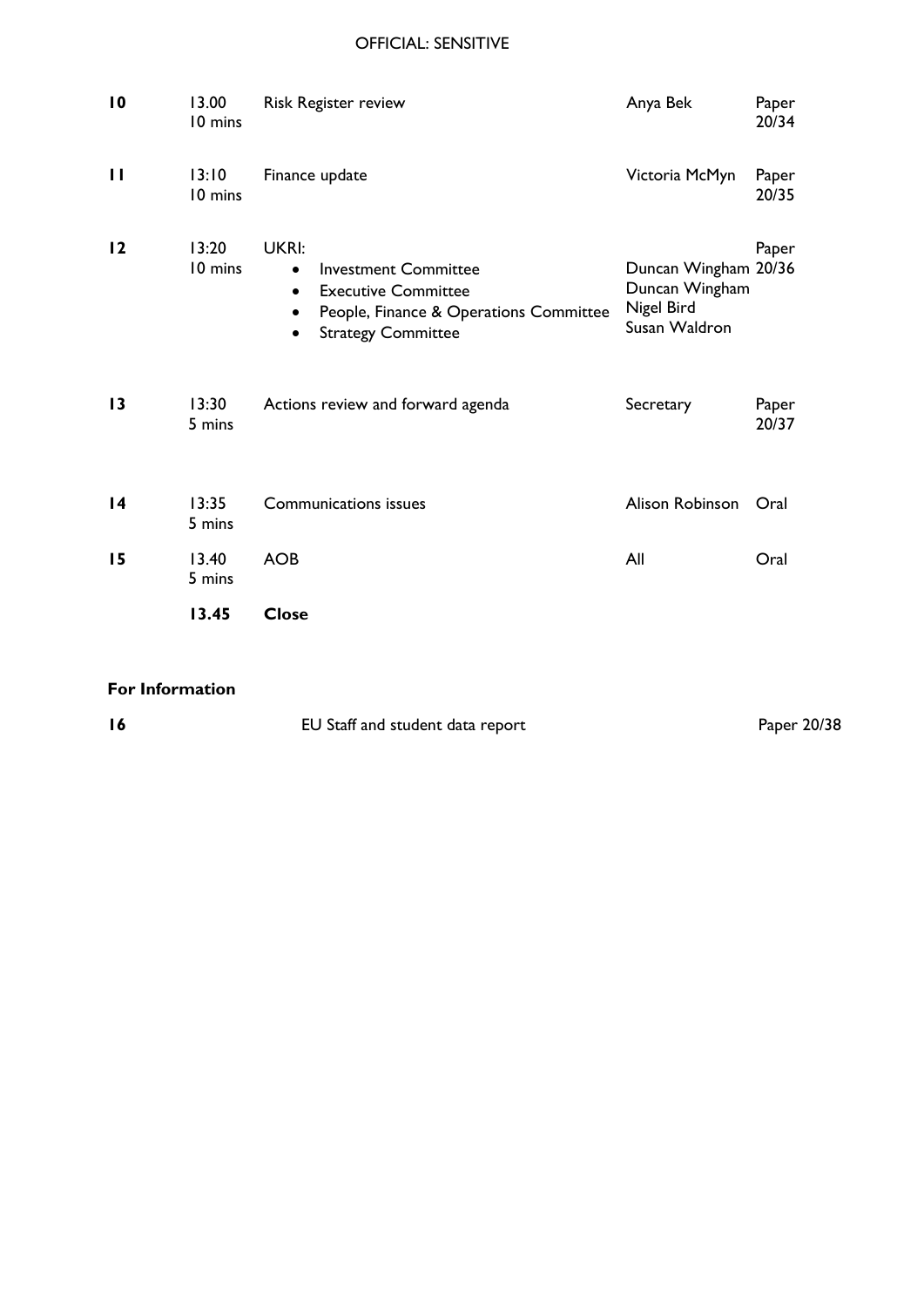| | | | | |
|---|---|---|---|---|
| 10 | 13.00<br>10 mins | Risk Register review | Anya Bek | Paper 20/34 |
| 11 | 13:10<br>10 mins | Finance update | Victoria McMyn | Paper 20/35 |
| 12 | 13:20<br>10 mins | UKRI:<br>• Investment Committee<br>• Executive Committee<br>• People, Finance & Operations Committee<br>• Strategy Committee | Duncan Wingham<br>Duncan Wingham<br>Nigel Bird<br>Susan Waldron | Paper 20/36 |
| 13 | 13:30<br>5 mins | Actions review and forward agenda | Secretary | Paper 20/37 |
| 14 | 13:35<br>5 mins | Communications issues | Alison Robinson | Oral |
| 15 | 13.40<br>5 mins | AOB | All | Oral |
| | **13.45** | **Close** | | |

**For Information**

| | | |
|---|---|---|
| 16 | EU Staff and student data report | Paper 20/38 |